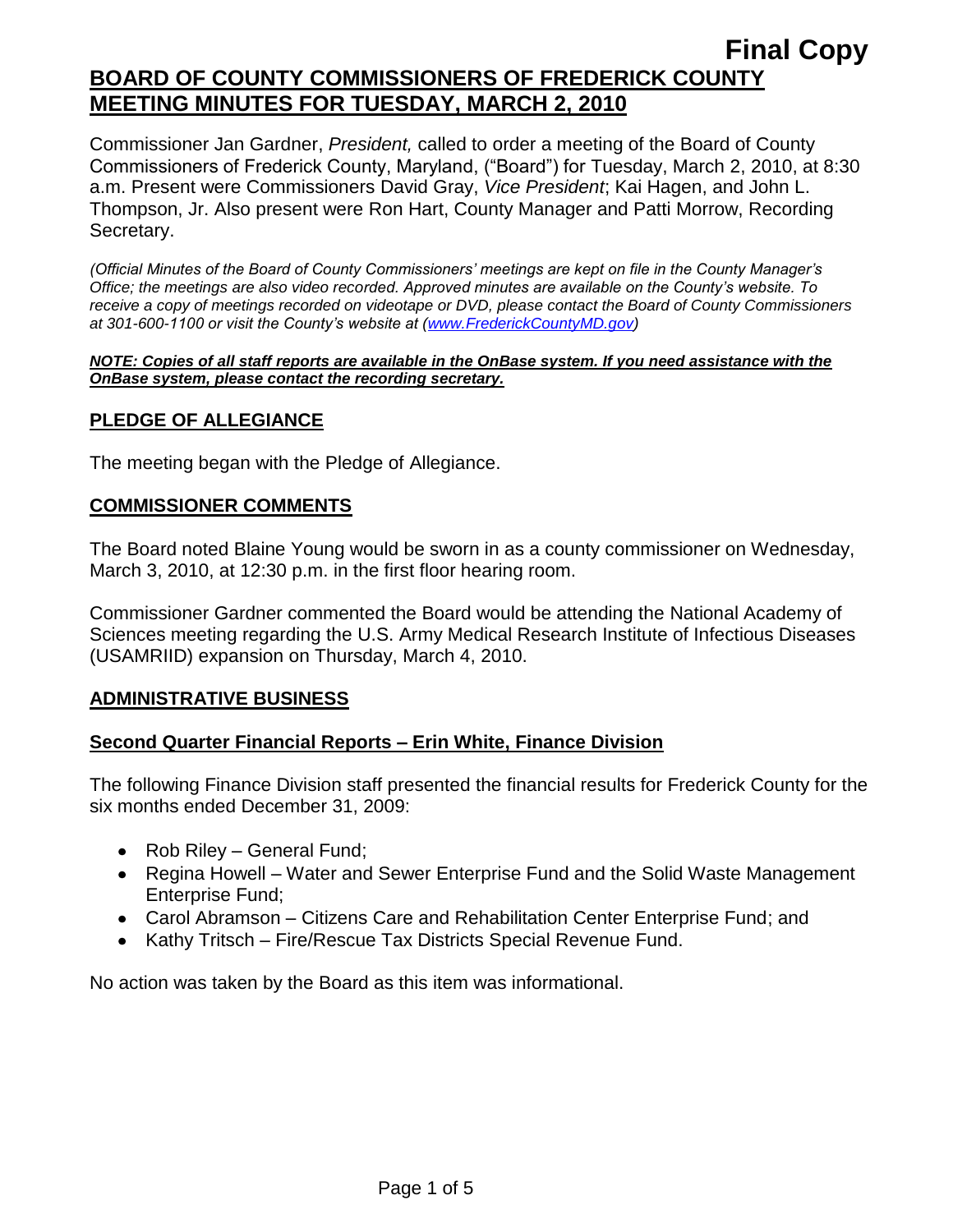**Final Copy**

# BOARD OF COUNTY COMMISSIONERS OF FREDERICK COUNTY MEETING MINUTES FOR TUESDAY, MARCH 2, 2010

Commissioner Jan Gardner, *President,* called to order a meeting of the Board of County Commissioners of Frederick County, Maryland, ("Board") for Tuesday, March 2, 2010, at 8:30 a.m. Present were Commissioners David Gray, *Vice President*; Kai Hagen, and John L. Thompson, Jr. Also present were Ron Hart, County Manager and Patti Morrow, Recording Secretary.

*(Official Minutes of the Board of County Commissioners' meetings are kept on file in the County Manager's Office; the meetings are also video recorded. Approved minutes are available on the County's website. To receive a copy of meetings recorded on videotape or DVD, please contact the Board of County Commissioners at 301-600-1100 or visit the County's website at (www.FrederickCountyMD.gov)*

***NOTE: Copies of all staff reports are available in the OnBase system. If you need assistance with the OnBase system, please contact the recording secretary.***

## PLEDGE OF ALLEGIANCE

The meeting began with the Pledge of Allegiance.

## COMMISSIONER COMMENTS

The Board noted Blaine Young would be sworn in as a county commissioner on Wednesday, March 3, 2010, at 12:30 p.m. in the first floor hearing room.

Commissioner Gardner commented the Board would be attending the National Academy of Sciences meeting regarding the U.S. Army Medical Research Institute of Infectious Diseases (USAMRIID) expansion on Thursday, March 4, 2010.

## ADMINISTRATIVE BUSINESS

### Second Quarter Financial Reports – Erin White, Finance Division

The following Finance Division staff presented the financial results for Frederick County for the six months ended December 31, 2009:

- Rob Riley – General Fund;
- Regina Howell – Water and Sewer Enterprise Fund and the Solid Waste Management Enterprise Fund;
- Carol Abramson – Citizens Care and Rehabilitation Center Enterprise Fund; and
- Kathy Tritsch – Fire/Rescue Tax Districts Special Revenue Fund.

No action was taken by the Board as this item was informational.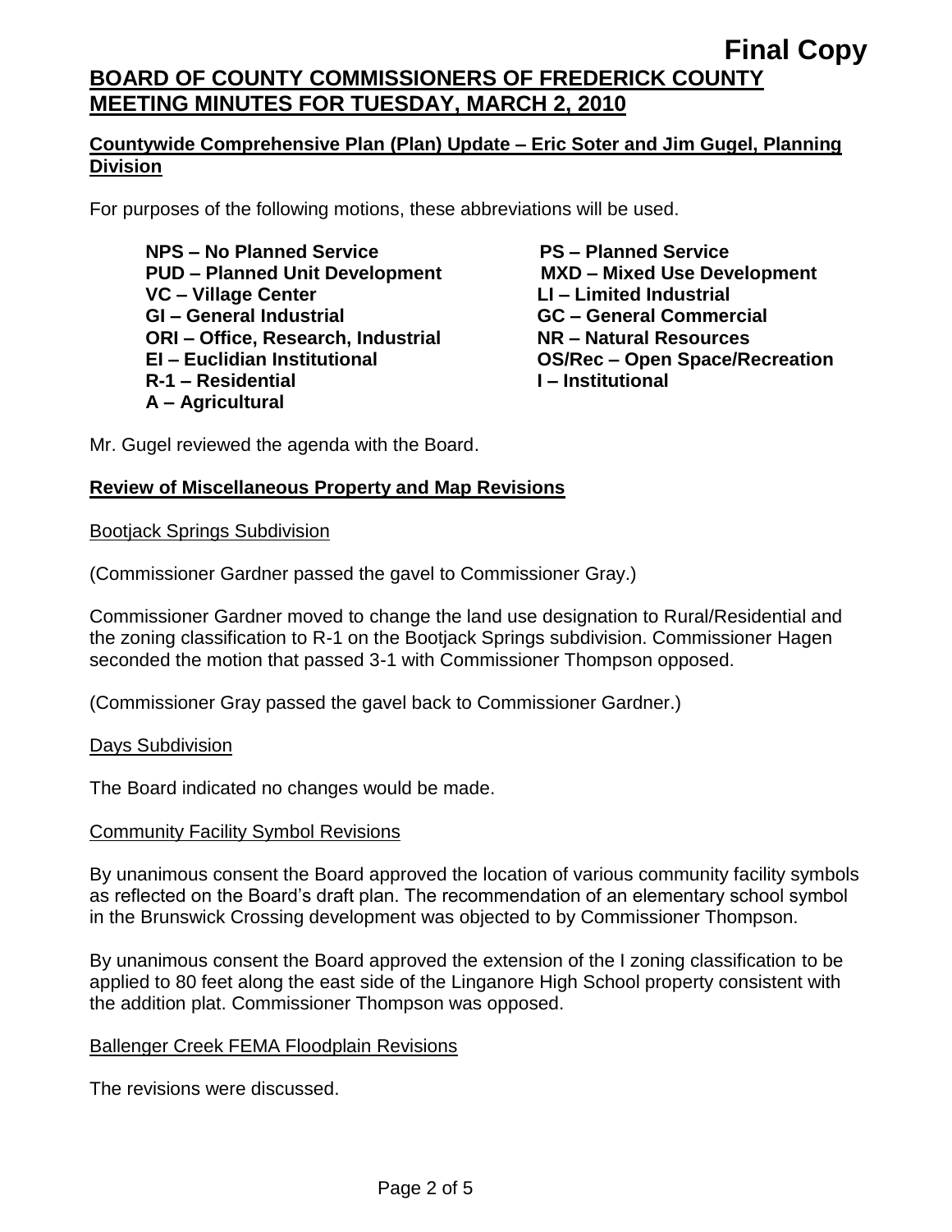**Final Copy**

# BOARD OF COUNTY COMMISSIONERS OF FREDERICK COUNTY MEETING MINUTES FOR TUESDAY, MARCH 2, 2010

## Countywide Comprehensive Plan (Plan) Update – Eric Soter and Jim Gugel, Planning Division

For purposes of the following motions, these abbreviations will be used.

**NPS – No Planned Service**
**PS – Planned Service**
**PUD – Planned Unit Development**
**MXD – Mixed Use Development**
**VC – Village Center**
**LI – Limited Industrial**
**GI – General Industrial**
**GC – General Commercial**
**ORI – Office, Research, Industrial**
**NR – Natural Resources**
**EI – Euclidian Institutional**
**OS/Rec – Open Space/Recreation**
**R-1 – Residential**
**I – Institutional**
**A – Agricultural**

Mr. Gugel reviewed the agenda with the Board.

### Review of Miscellaneous Property and Map Revisions

Bootjack Springs Subdivision

(Commissioner Gardner passed the gavel to Commissioner Gray.)

Commissioner Gardner moved to change the land use designation to Rural/Residential and the zoning classification to R-1 on the Bootjack Springs subdivision. Commissioner Hagen seconded the motion that passed 3-1 with Commissioner Thompson opposed.

(Commissioner Gray passed the gavel back to Commissioner Gardner.)

Days Subdivision

The Board indicated no changes would be made.

Community Facility Symbol Revisions

By unanimous consent the Board approved the location of various community facility symbols as reflected on the Board's draft plan. The recommendation of an elementary school symbol in the Brunswick Crossing development was objected to by Commissioner Thompson.

By unanimous consent the Board approved the extension of the I zoning classification to be applied to 80 feet along the east side of the Linganore High School property consistent with the addition plat. Commissioner Thompson was opposed.

Ballenger Creek FEMA Floodplain Revisions

The revisions were discussed.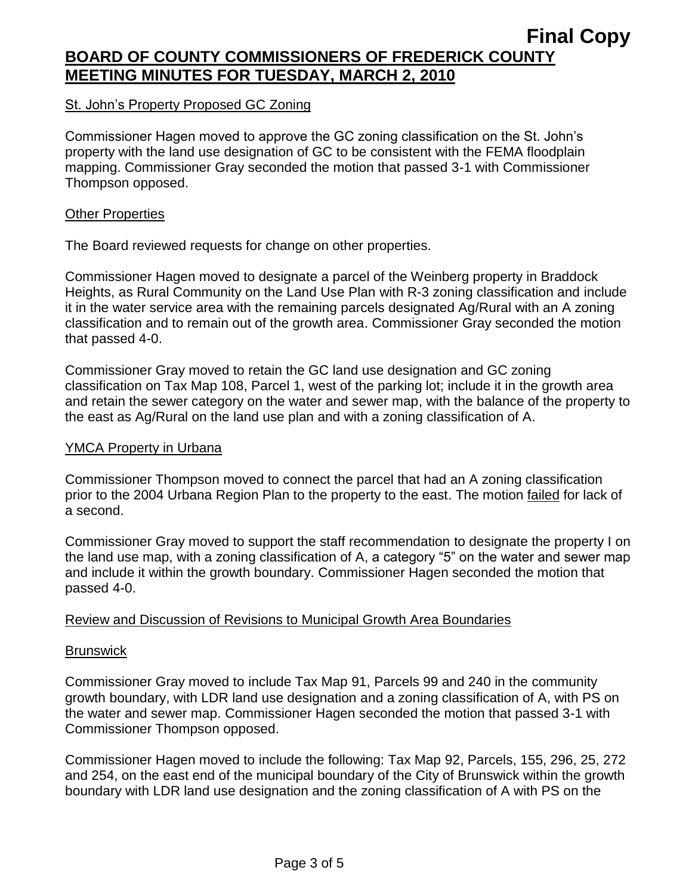St. John's Property Proposed GC Zoning

Commissioner Hagen moved to approve the GC zoning classification on the St. John's property with the land use designation of GC to be consistent with the FEMA floodplain mapping. Commissioner Gray seconded the motion that passed 3-1 with Commissioner Thompson opposed.

Other Properties

The Board reviewed requests for change on other properties.

Commissioner Hagen moved to designate a parcel of the Weinberg property in Braddock Heights, as Rural Community on the Land Use Plan with R-3 zoning classification and include it in the water service area with the remaining parcels designated Ag/Rural with an A zoning classification and to remain out of the growth area. Commissioner Gray seconded the motion that passed 4-0.

Commissioner Gray moved to retain the GC land use designation and GC zoning classification on Tax Map 108, Parcel 1, west of the parking lot; include it in the growth area and retain the sewer category on the water and sewer map, with the balance of the property to the east as Ag/Rural on the land use plan and with a zoning classification of A.

YMCA Property in Urbana

Commissioner Thompson moved to connect the parcel that had an A zoning classification prior to the 2004 Urbana Region Plan to the property to the east. The motion failed for lack of a second.

Commissioner Gray moved to support the staff recommendation to designate the property I on the land use map, with a zoning classification of A, a category "5" on the water and sewer map and include it within the growth boundary. Commissioner Hagen seconded the motion that passed 4-0.

Review and Discussion of Revisions to Municipal Growth Area Boundaries

Brunswick

Commissioner Gray moved to include Tax Map 91, Parcels 99 and 240 in the community growth boundary, with LDR land use designation and a zoning classification of A, with PS on the water and sewer map. Commissioner Hagen seconded the motion that passed 3-1 with Commissioner Thompson opposed.

Commissioner Hagen moved to include the following: Tax Map 92, Parcels, 155, 296, 25, 272 and 254, on the east end of the municipal boundary of the City of Brunswick within the growth boundary with LDR land use designation and the zoning classification of A with PS on the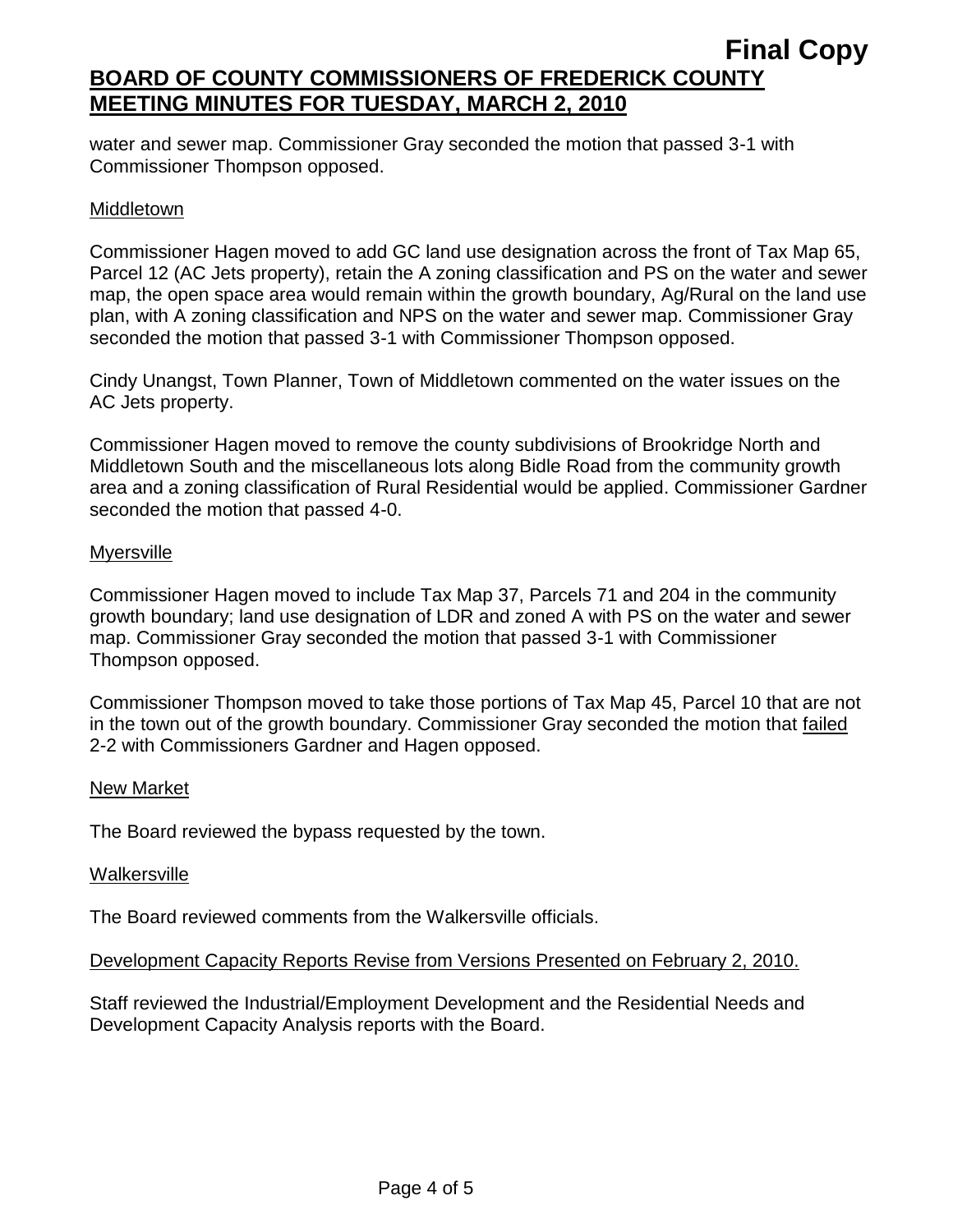water and sewer map. Commissioner Gray seconded the motion that passed 3-1 with Commissioner Thompson opposed.

<u>Middletown</u>

Commissioner Hagen moved to add GC land use designation across the front of Tax Map 65, Parcel 12 (AC Jets property), retain the A zoning classification and PS on the water and sewer map, the open space area would remain within the growth boundary, Ag/Rural on the land use plan, with A zoning classification and NPS on the water and sewer map. Commissioner Gray seconded the motion that passed 3-1 with Commissioner Thompson opposed.

Cindy Unangst, Town Planner, Town of Middletown commented on the water issues on the AC Jets property.

Commissioner Hagen moved to remove the county subdivisions of Brookridge North and Middletown South and the miscellaneous lots along Bidle Road from the community growth area and a zoning classification of Rural Residential would be applied. Commissioner Gardner seconded the motion that passed 4-0.

<u>Myersville</u>

Commissioner Hagen moved to include Tax Map 37, Parcels 71 and 204 in the community growth boundary; land use designation of LDR and zoned A with PS on the water and sewer map. Commissioner Gray seconded the motion that passed 3-1 with Commissioner Thompson opposed.

Commissioner Thompson moved to take those portions of Tax Map 45, Parcel 10 that are not in the town out of the growth boundary. Commissioner Gray seconded the motion that <u>failed</u> 2-2 with Commissioners Gardner and Hagen opposed.

<u>New Market</u>

The Board reviewed the bypass requested by the town.

<u>Walkersville</u>

The Board reviewed comments from the Walkersville officials.

<u>Development Capacity Reports Revise from Versions Presented on February 2, 2010.</u>

Staff reviewed the Industrial/Employment Development and the Residential Needs and Development Capacity Analysis reports with the Board.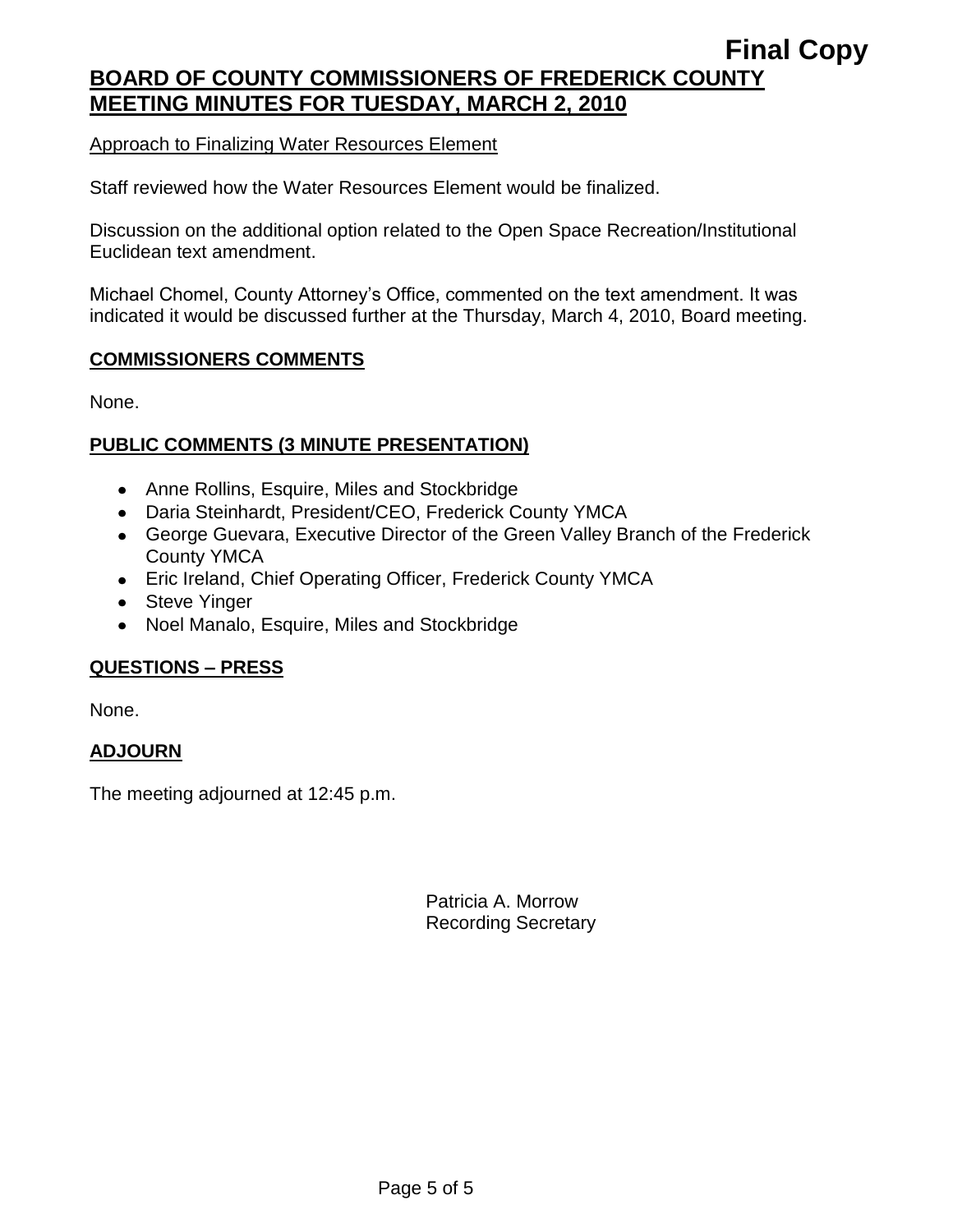Approach to Finalizing Water Resources Element

Staff reviewed how the Water Resources Element would be finalized.

Discussion on the additional option related to the Open Space Recreation/Institutional Euclidean text amendment.

Michael Chomel, County Attorney's Office, commented on the text amendment. It was indicated it would be discussed further at the Thursday, March 4, 2010, Board meeting.

## COMMISSIONERS COMMENTS

None.

## PUBLIC COMMENTS (3 MINUTE PRESENTATION)

- Anne Rollins, Esquire, Miles and Stockbridge
- Daria Steinhardt, President/CEO, Frederick County YMCA
- George Guevara, Executive Director of the Green Valley Branch of the Frederick County YMCA
- Eric Ireland, Chief Operating Officer, Frederick County YMCA
- Steve Yinger
- Noel Manalo, Esquire, Miles and Stockbridge

## QUESTIONS – PRESS

None.

## ADJOURN

The meeting adjourned at 12:45 p.m.

Patricia A. Morrow
Recording Secretary